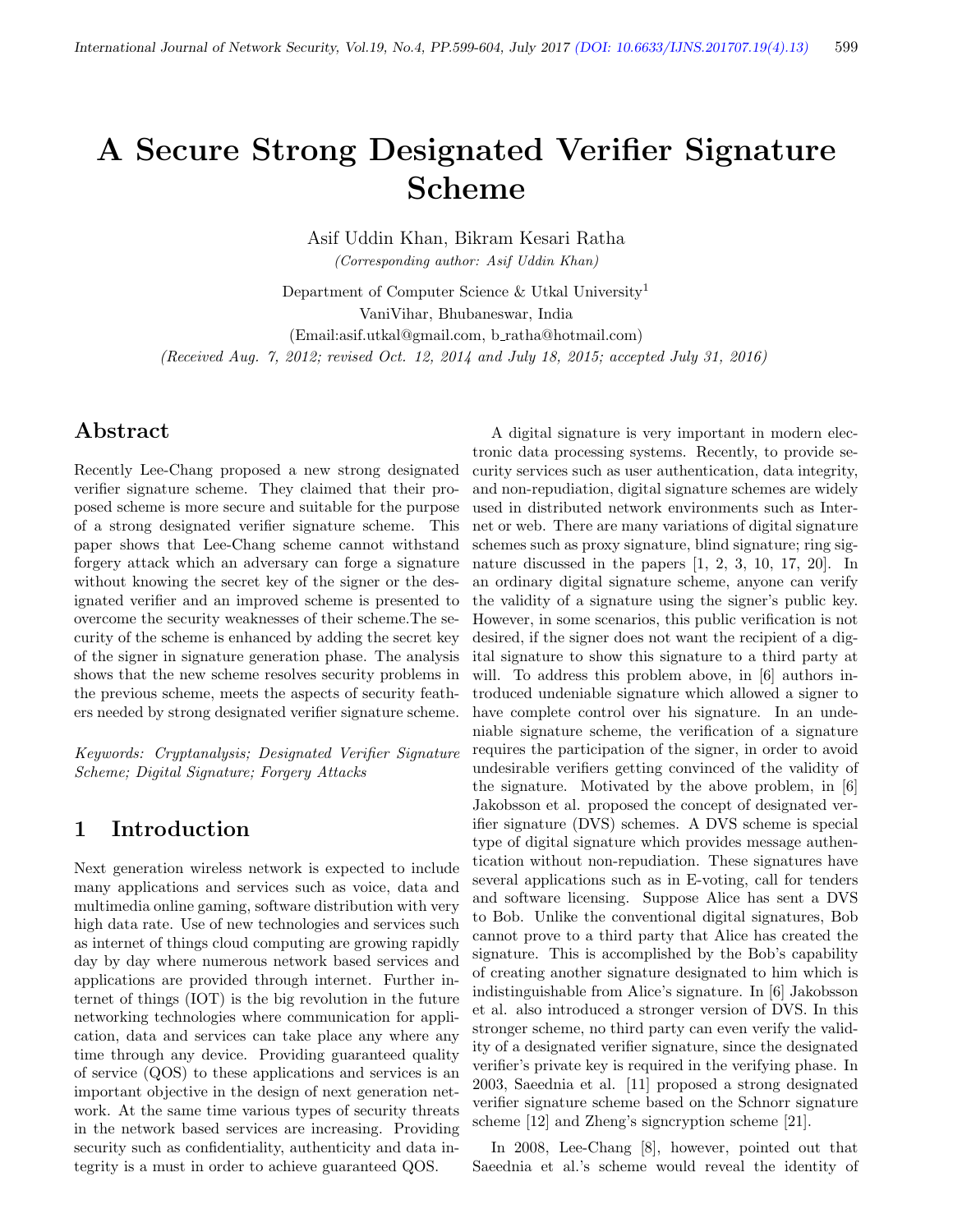# A Secure Strong Designated Verifier Signature Scheme

Asif Uddin Khan, Bikram Kesari Ratha

*(Corresponding author: Asif Uddin Khan)*

Department of Computer Science & Utkal University[1]

VaniVihar, Bhubaneswar, India

(Email:asif.utkal@gmail.com, b_ratha@hotmail.com)

*(Received Aug. 7, 2012; revised Oct. 12, 2014 and July 18, 2015; accepted July 31, 2016)*

## Abstract

Recently Lee-Chang proposed a new strong designated verifier signature scheme. They claimed that their proposed scheme is more secure and suitable for the purpose of a strong designated verifier signature scheme. This paper shows that Lee-Chang scheme cannot withstand forgery attack which an adversary can forge a signature without knowing the secret key of the signer or the designated verifier and an improved scheme is presented to overcome the security weaknesses of their scheme.The security of the scheme is enhanced by adding the secret key of the signer in signature generation phase. The analysis shows that the new scheme resolves security problems in the previous scheme, meets the aspects of security feathers needed by strong designated verifier signature scheme.

*Keywords: Cryptanalysis; Designated Verifier Signature Scheme; Digital Signature; Forgery Attacks*

## 1 Introduction

Next generation wireless network is expected to include many applications and services such as voice, data and multimedia online gaming, software distribution with very high data rate. Use of new technologies and services such as internet of things cloud computing are growing rapidly day by day where numerous network based services and applications are provided through internet. Further internet of things (IOT) is the big revolution in the future networking technologies where communication for application, data and services can take place any where any time through any device. Providing guaranteed quality of service (QOS) to these applications and services is an important objective in the design of next generation network. At the same time various types of security threats in the network based services are increasing. Providing security such as confidentiality, authenticity and data integrity is a must in order to achieve guaranteed QOS.

A digital signature is very important in modern electronic data processing systems. Recently, to provide security services such as user authentication, data integrity, and non-repudiation, digital signature schemes are widely used in distributed network environments such as Internet or web. There are many variations of digital signature schemes such as proxy signature, blind signature; ring signature discussed in the papers [1, 2, 3, 10, 17, 20]. In an ordinary digital signature scheme, anyone can verify the validity of a signature using the signer's public key. However, in some scenarios, this public verification is not desired, if the signer does not want the recipient of a digital signature to show this signature to a third party at will. To address this problem above, in [6] authors introduced undeniable signature which allowed a signer to have complete control over his signature. In an undeniable signature scheme, the verification of a signature requires the participation of the signer, in order to avoid undesirable verifiers getting convinced of the validity of the signature. Motivated by the above problem, in [6] Jakobsson et al. proposed the concept of designated verifier signature (DVS) schemes. A DVS scheme is special type of digital signature which provides message authentication without non-repudiation. These signatures have several applications such as in E-voting, call for tenders and software licensing. Suppose Alice has sent a DVS to Bob. Unlike the conventional digital signatures, Bob cannot prove to a third party that Alice has created the signature. This is accomplished by the Bob's capability of creating another signature designated to him which is indistinguishable from Alice's signature. In [6] Jakobsson et al. also introduced a stronger version of DVS. In this stronger scheme, no third party can even verify the validity of a designated verifier signature, since the designated verifier's private key is required in the verifying phase. In 2003, Saeednia et al. [11] proposed a strong designated verifier signature scheme based on the Schnorr signature scheme [12] and Zheng's signcryption scheme [21].

In 2008, Lee-Chang [8], however, pointed out that Saeednia et al.'s scheme would reveal the identity of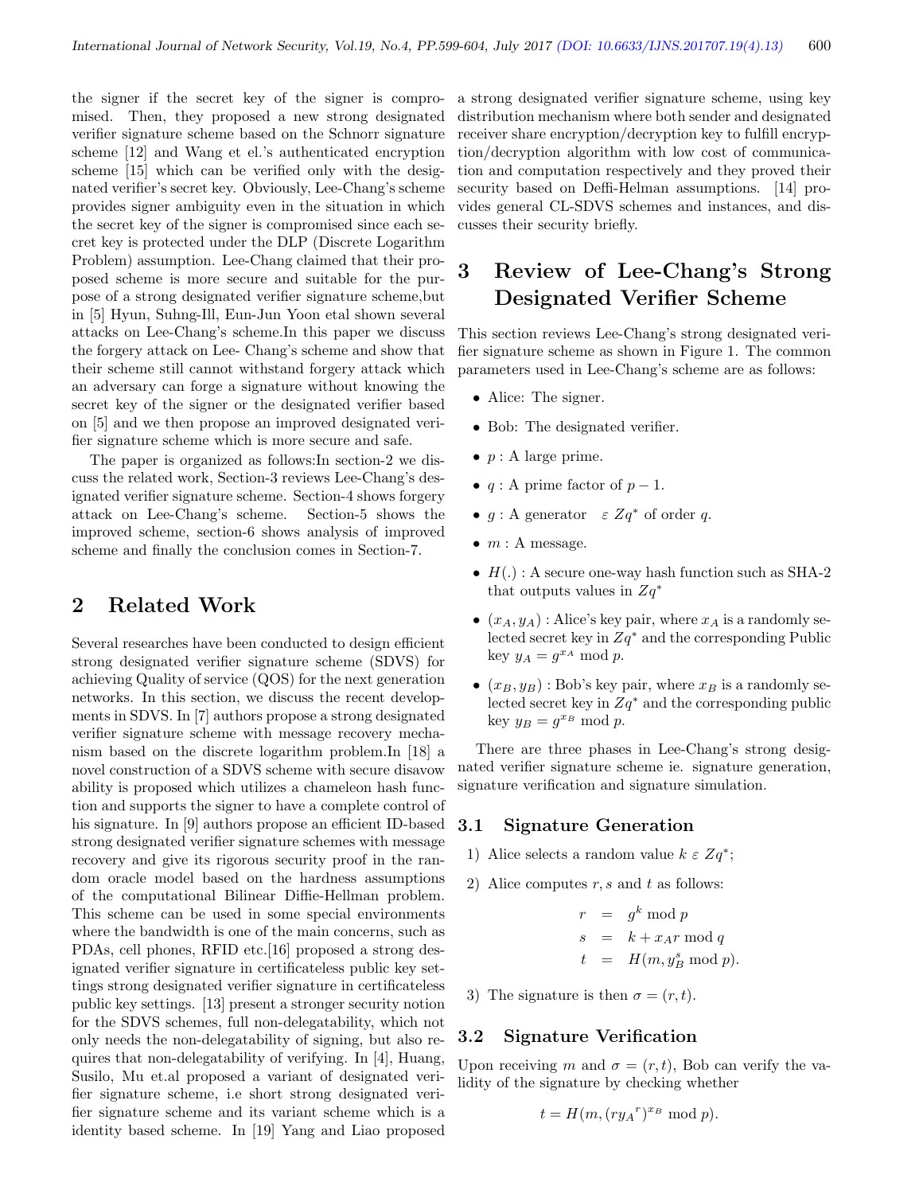the signer if the secret key of the signer is compromised. Then, they proposed a new strong designated verifier signature scheme based on the Schnorr signature scheme [12] and Wang et el.'s authenticated encryption scheme [15] which can be verified only with the designated verifier's secret key. Obviously, Lee-Chang's scheme provides signer ambiguity even in the situation in which the secret key of the signer is compromised since each secret key is protected under the DLP (Discrete Logarithm Problem) assumption. Lee-Chang claimed that their proposed scheme is more secure and suitable for the purpose of a strong designated verifier signature scheme,but in [5] Hyun, Suhng-Ill, Eun-Jun Yoon etal shown several attacks on Lee-Chang's scheme.In this paper we discuss the forgery attack on Lee- Chang's scheme and show that their scheme still cannot withstand forgery attack which an adversary can forge a signature without knowing the secret key of the signer or the designated verifier based on [5] and we then propose an improved designated verifier signature scheme which is more secure and safe.

The paper is organized as follows:In section-2 we discuss the related work, Section-3 reviews Lee-Chang's designated verifier signature scheme. Section-4 shows forgery attack on Lee-Chang's scheme. Section-5 shows the improved scheme, section-6 shows analysis of improved scheme and finally the conclusion comes in Section-7.

# 2 Related Work

Several researches have been conducted to design efficient strong designated verifier signature scheme (SDVS) for achieving Quality of service (QOS) for the next generation networks. In this section, we discuss the recent developments in SDVS. In [7] authors propose a strong designated verifier signature scheme with message recovery mechanism based on the discrete logarithm problem.In [18] a novel construction of a SDVS scheme with secure disavow ability is proposed which utilizes a chameleon hash function and supports the signer to have a complete control of his signature. In [9] authors propose an efficient ID-based strong designated verifier signature schemes with message recovery and give its rigorous security proof in the random oracle model based on the hardness assumptions of the computational Bilinear Diffie-Hellman problem. This scheme can be used in some special environments where the bandwidth is one of the main concerns, such as PDAs, cell phones, RFID etc.[16] proposed a strong designated verifier signature in certificateless public key settings strong designated verifier signature in certificateless public key settings. [13] present a stronger security notion for the SDVS schemes, full non-delegatability, which not only needs the non-delegatability of signing, but also requires that non-delegatability of verifying. In [4], Huang, Susilo, Mu et.al proposed a variant of designated verifier signature scheme, i.e short strong designated verifier signature scheme and its variant scheme which is a identity based scheme. In [19] Yang and Liao proposed a strong designated verifier signature scheme, using key distribution mechanism where both sender and designated receiver share encryption/decryption key to fulfill encryption/decryption algorithm with low cost of communication and computation respectively and they proved their security based on Deffi-Helman assumptions. [14] provides general CL-SDVS schemes and instances, and discusses their security briefly.

# 3 Review of Lee-Chang's Strong Designated Verifier Scheme

This section reviews Lee-Chang's strong designated verifier signature scheme as shown in Figure 1. The common parameters used in Lee-Chang's scheme are as follows:

- Alice: The signer.
- Bob: The designated verifier.
- $p$ : A large prime.
- $q$ : A prime factor of $p-1$.
- $g$ : A generator $\varepsilon\ Zq^*$ of order $q$.
- $m$ : A message.
- $H(.)$ : A secure one-way hash function such as SHA-2 that outputs values in $Zq^*$
- $(x_A, y_A)$ : Alice's key pair, where $x_A$ is a randomly selected secret key in $Zq^*$ and the corresponding Public key $y_A = g^{x_A} \bmod p$.
- $(x_B, y_B)$ : Bob's key pair, where $x_B$ is a randomly selected secret key in $Zq^*$ and the corresponding public key $y_B = g^{x_B} \bmod p$.

There are three phases in Lee-Chang's strong designated verifier signature scheme ie. signature generation, signature verification and signature simulation.

## 3.1 Signature Generation

1) Alice selects a random value $k\ \varepsilon\ Zq^*$;
2) Alice computes $r, s$ and $t$ as follows:

$$\begin{aligned} r &= g^k \bmod p \\ s &= k + x_A r \bmod q \\ t &= H(m, y_B^s \bmod p). \end{aligned}$$

3) The signature is then $\sigma = (r, t)$.

## 3.2 Signature Verification

Upon receiving $m$ and $\sigma = (r, t)$, Bob can verify the validity of the signature by checking whether

$$t = H(m, (r{y_A}^r)^{x_B} \bmod p).$$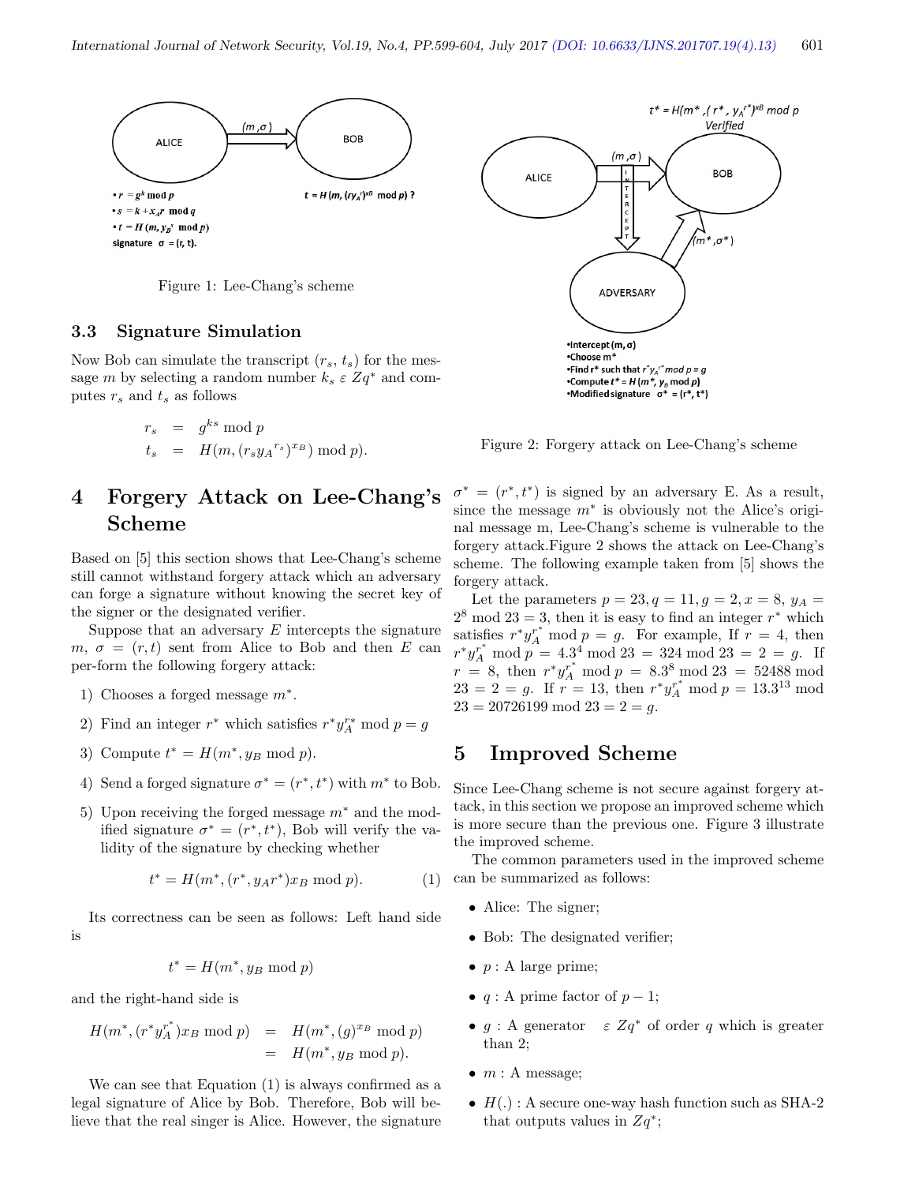Figure 1: Lee-Chang's scheme

### 3.3 Signature Simulation

Now Bob can simulate the transcript $(r_s, t_s)$ for the message $m$ by selecting a random number $k_s \varepsilon Zq^*$ and computes $r_s$ and $t_s$ as follows

$$
\begin{aligned}
r_s &= g^{ks} \bmod p \\
t_s &= H(m, (r_s {y_A}^{r_s})^{x_B}) \bmod p).
\end{aligned}
$$

## 4 Forgery Attack on Lee-Chang's Scheme

Based on [5] this section shows that Lee-Chang's scheme still cannot withstand forgery attack which an adversary can forge a signature without knowing the secret key of the signer or the designated verifier.

Suppose that an adversary $E$ intercepts the signature $m$, $\sigma = (r, t)$ sent from Alice to Bob and then $E$ can per-form the following forgery attack:

1) Chooses a forged message $m^*$.

2) Find an integer $r^*$ which satisfies $r^* y_A^{r*} \bmod p = g$

3) Compute $t^* = H(m^*, y_B \bmod p)$.

4) Send a forged signature $\sigma^* = (r^*, t^*)$ with $m^*$ to Bob.

5) Upon receiving the forged message $m^*$ and the modified signature $\sigma^* = (r^*, t^*)$, Bob will verify the validity of the signature by checking whether

$$t^* = H(m^*, (r^*, y_A r^*) x_B \bmod p). \quad (1)$$

Its correctness can be seen as follows: Left hand side is

$$t^* = H(m^*, y_B \bmod p)$$

and the right-hand side is

$$
\begin{aligned}
H(m^*, (r^* y_A^{r^*}) x_B \bmod p) &= H(m^*, (g)^{x_B} \bmod p) \\
&= H(m^*, y_B \bmod p).
\end{aligned}
$$

We can see that Equation (1) is always confirmed as a legal signature of Alice by Bob. Therefore, Bob will believe that the real singer is Alice. However, the signature $\sigma^* = (r^*, t^*)$ is signed by an adversary E. As a result, since the message $m^*$ is obviously not the Alice's original message m, Lee-Chang's scheme is vulnerable to the forgery attack.Figure 2 shows the attack on Lee-Chang's scheme. The following example taken from [5] shows the forgery attack.

Figure 2: Forgery attack on Lee-Chang's scheme

Let the parameters $p = 23, q = 11, g = 2, x = 8$, $y_A = 2^8 \bmod 23 = 3$, then it is easy to find an integer $r^*$ which satisfies $r^* y_A^{r^*} \bmod p = g$. For example, If $r = 4$, then $r^* y_A^{r^*} \bmod p = 4.3^4 \bmod 23 = 324 \bmod 23 = 2 = g$. If $r = 8$, then $r^* y_A^{r^*} \bmod p = 8.3^8 \bmod 23 = 52488 \bmod 23 = 2 = g$. If $r = 13$, then $r^* y_A^{r^*} \bmod p = 13.3^{13} \bmod 23 = 20726199 \bmod 23 = 2 = g$.

## 5 Improved Scheme

Since Lee-Chang scheme is not secure against forgery attack, in this section we propose an improved scheme which is more secure than the previous one. Figure 3 illustrate the improved scheme.

The common parameters used in the improved scheme can be summarized as follows:

- Alice: The signer;
- Bob: The designated verifier;
- $p$ : A large prime;
- $q$ : A prime factor of $p - 1$;
- $g$ : A generator $\varepsilon$ $Zq^*$ of order $q$ which is greater than 2;
- $m$ : A message;
- $H(.)$ : A secure one-way hash function such as SHA-2 that outputs values in $Zq^*$;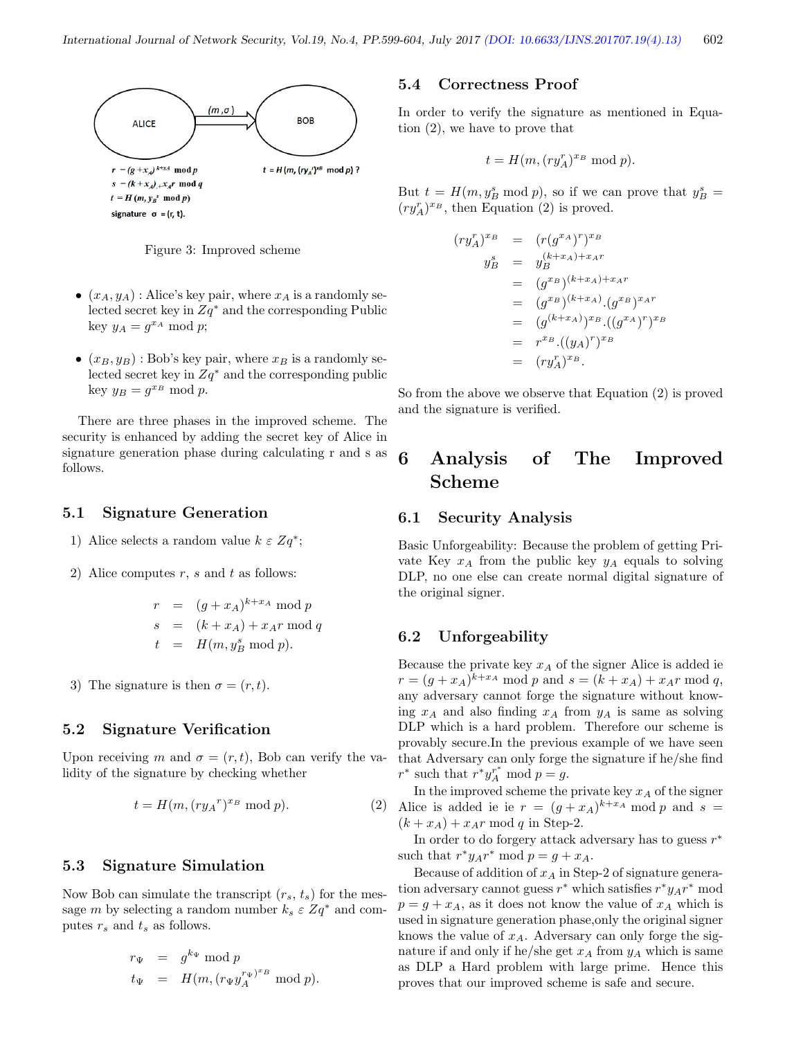Figure 3: Improved scheme

- $(x_A, y_A)$ : Alice's key pair, where $x_A$ is a randomly selected secret key in $Zq^*$ and the corresponding Public key $y_A = g^{x_A} \bmod p$;
- $(x_B, y_B)$ : Bob's key pair, where $x_B$ is a randomly selected secret key in $Zq^*$ and the corresponding public key $y_B = g^{x_B} \bmod p$.

There are three phases in the improved scheme. The security is enhanced by adding the secret key of Alice in signature generation phase during calculating r and s as follows.

### 5.1 Signature Generation

1) Alice selects a random value $k \varepsilon Zq^*$;

2) Alice computes $r$, $s$ and $t$ as follows:

$$\begin{aligned} r &= (g + x_A)^{k+x_A} \bmod p \\ s &= (k + x_A) + x_A r \bmod q \\ t &= H(m, y_B^s \bmod p). \end{aligned}$$

3) The signature is then $\sigma = (r, t)$.

### 5.2 Signature Verification

Upon receiving $m$ and $\sigma = (r, t)$, Bob can verify the validity of the signature by checking whether

$$t = H(m, (ry_A{}^r)^{x_B} \bmod p). \quad (2)$$

### 5.3 Signature Simulation

Now Bob can simulate the transcript $(r_s, t_s)$ for the message $m$ by selecting a random number $k_s \varepsilon Zq^*$ and computes $r_s$ and $t_s$ as follows.

$$\begin{aligned} r_\Psi &= g^{k_\Psi} \bmod p \\ t_\Psi &= H(m, (r_\Psi y_A^{r_\Psi})^{x_B} \bmod p). \end{aligned}$$

### 5.4 Correctness Proof

In order to verify the signature as mentioned in Equation (2), we have to prove that

$$t = H(m, (ry_A^r)^{x_B} \bmod p).$$

But $t = H(m, y_B^s \bmod p)$, so if we can prove that $y_B^s = (ry_A^r)^{x_B}$, then Equation (2) is proved.

$$\begin{aligned} (ry_A^r)^{x_B} &= (r(g^{x_A})^r)^{x_B} \\ y_B^s &= y_B^{(k+x_A)+x_A r} \\ &= (g^{x_B})^{(k+x_A)+x_A r} \\ &= (g^{x_B})^{(k+x_A)}.(g^{x_B})^{x_A r} \\ &= (g^{(k+x_A)})^{x_B}.((g^{x_A})^r)^{x_B} \\ &= r^{x_B}.((y_A)^r)^{x_B} \\ &= (ry_A^r)^{x_B}. \end{aligned}$$

So from the above we observe that Equation (2) is proved and the signature is verified.

## 6 Analysis of The Improved Scheme

### 6.1 Security Analysis

Basic Unforgeability: Because the problem of getting Private Key $x_A$ from the public key $y_A$ equals to solving DLP, no one else can create normal digital signature of the original signer.

### 6.2 Unforgeability

Because the private key $x_A$ of the signer Alice is added ie $r = (g + x_A)^{k+x_A} \bmod p$ and $s = (k + x_A) + x_A r \bmod q$, any adversary cannot forge the signature without knowing $x_A$ and also finding $x_A$ from $y_A$ is same as solving DLP which is a hard problem. Therefore our scheme is provably secure.In the previous example of we have seen that Adversary can only forge the signature if he/she find $r^*$ such that $r^* y_A^{r^*} \bmod p = g$.

In the improved scheme the private key $x_A$ of the signer Alice is added ie ie $r = (g + x_A)^{k+x_A} \bmod p$ and $s = (k + x_A) + x_A r \bmod q$ in Step-2.

In order to do forgery attack adversary has to guess $r^*$ such that $r^* y_A r^* \bmod p = g + x_A$.

Because of addition of $x_A$ in Step-2 of signature generation adversary cannot guess $r^*$ which satisfies $r^* y_A r^* \bmod p = g + x_A$, as it does not know the value of $x_A$ which is used in signature generation phase,only the original signer knows the value of $x_A$. Adversary can only forge the signature if and only if he/she get $x_A$ from $y_A$ which is same as DLP a Hard problem with large prime. Hence this proves that our improved scheme is safe and secure.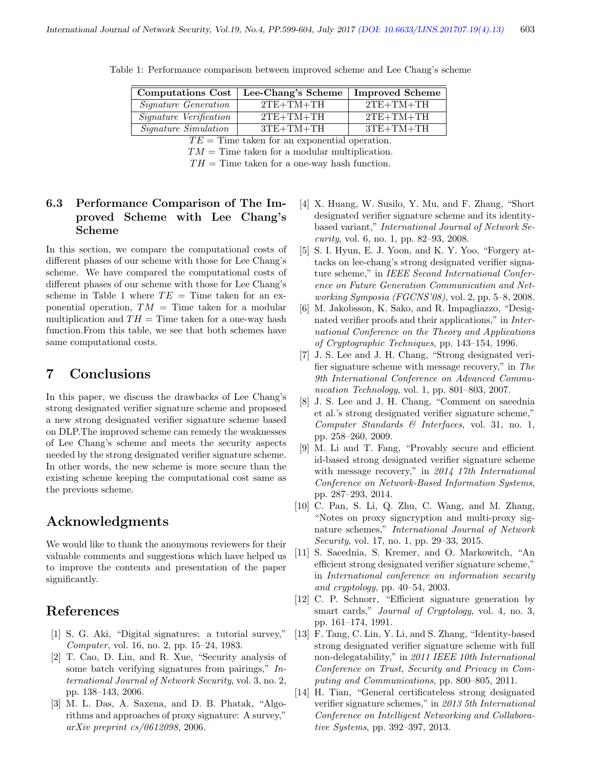Table 1: Performance comparison between improved scheme and Lee Chang's scheme

| Computations Cost | Lee-Chang's Scheme | Improved Scheme |
|---|---|---|
| *Signature Generation* | 2TE+TM+TH | 2TE+TM+TH |
| *Signature Verification* | 2TE+TM+TH | 2TE+TM+TH |
| *Signature Simulation* | 3TE+TM+TH | 3TE+TM+TH |

$TE$ = Time taken for an exponential operation.
$TM$ = Time taken for a modular multiplication.
$TH$ = Time taken for a one-way hash function.

### 6.3 Performance Comparison of The Improved Scheme with Lee Chang's Scheme

In this section, we compare the computational costs of different phases of our scheme with those for Lee Chang's scheme. We have compared the computational costs of different phases of our scheme with those for Lee Chang's scheme in Table 1 where $TE$ = Time taken for an exponential operation, $TM$ = Time taken for a modular multiplication and $TH$ = Time taken for a one-way hash function.From this table, we see that both schemes have same computational costs.

## 7 Conclusions

In this paper, we discuss the drawbacks of Lee Chang's strong designated verifier signature scheme and proposed a new strong designated verifier signature scheme based on DLP.The improved scheme can remedy the weaknesses of Lee Chang's scheme and meets the security aspects needed by the strong designated verifier signature scheme. In other words, the new scheme is more secure than the existing scheme keeping the computational cost same as the previous scheme.

## Acknowledgments

We would like to thank the anonymous reviewers for their valuable comments and suggestions which have helped us to improve the contents and presentation of the paper significantly.

## References

[1] S. G. Aki, "Digital signatures: a tutorial survey," *Computer*, vol. 16, no. 2, pp. 15–24, 1983.

[2] T. Cao, D. Lin, and R. Xue, "Security analysis of some batch verifying signatures from pairings," *International Journal of Network Security*, vol. 3, no. 2, pp. 138–143, 2006.

[3] M. L. Das, A. Saxena, and D. B. Phatak, "Algorithms and approaches of proxy signature: A survey," *arXiv preprint cs/0612098*, 2006.

[4] X. Huang, W. Susilo, Y. Mu, and F. Zhang, "Short designated verifier signature scheme and its identity-based variant," *International Journal of Network Security*, vol. 6, no. 1, pp. 82–93, 2008.

[5] S. I. Hyun, E. J. Yoon, and K. Y. Yoo, "Forgery attacks on lee-chang's strong designated verifier signature scheme," in *IEEE Second International Conference on Future Generation Communication and Networking Symposia (FGCNS'08)*, vol. 2, pp. 5–8, 2008.

[6] M. Jakobsson, K. Sako, and R. Impagliazzo, "Designated verifier proofs and their applications," in *International Conference on the Theory and Applications of Cryptographic Techniques*, pp. 143–154, 1996.

[7] J. S. Lee and J. H. Chang, "Strong designated verifier signature scheme with message recovery," in *The 9th International Conference on Advanced Communication Technology*, vol. 1, pp. 801–803, 2007.

[8] J. S. Lee and J. H. Chang, "Comment on saeednia et al.'s strong designated verifier signature scheme," *Computer Standards & Interfaces*, vol. 31, no. 1, pp. 258–260, 2009.

[9] M. Li and T. Fang, "Provably secure and efficient id-based strong designated verifier signature scheme with message recovery," in *2014 17th International Conference on Network-Based Information Systems*, pp. 287–293, 2014.

[10] C. Pan, S. Li, Q. Zhu, C. Wang, and M. Zhang, "Notes on proxy signcryption and multi-proxy signature schemes," *International Journal of Network Security*, vol. 17, no. 1, pp. 29–33, 2015.

[11] S. Saeednia, S. Kremer, and O. Markowitch, "An efficient strong designated verifier signature scheme," in *International conference on information security and cryptology*, pp. 40–54, 2003.

[12] C. P. Schnorr, "Efficient signature generation by smart cards," *Journal of Cryptology*, vol. 4, no. 3, pp. 161–174, 1991.

[13] F. Tang, C. Lin, Y. Li, and S. Zhang, "Identity-based strong designated verifier signature scheme with full non-delegatability," in *2011 IEEE 10th International Conference on Trust, Security and Privacy in Computing and Communications*, pp. 800–805, 2011.

[14] H. Tian, "General certificateless strong designated verifier signature schemes," in *2013 5th International Conference on Intelligent Networking and Collaborative Systems*, pp. 392–397, 2013.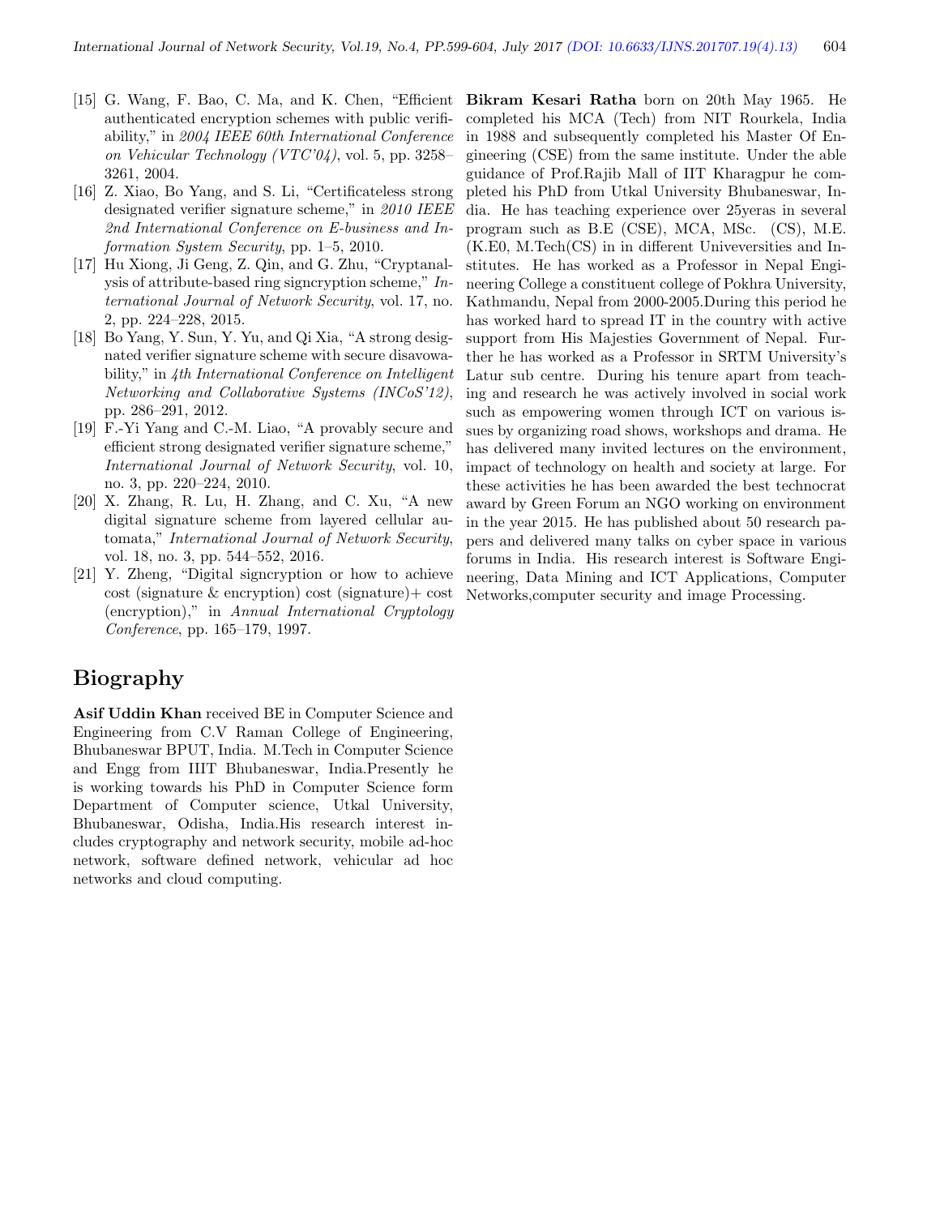[15] G. Wang, F. Bao, C. Ma, and K. Chen, "Efficient authenticated encryption schemes with public verifiability," in *2004 IEEE 60th International Conference on Vehicular Technology (VTC'04)*, vol. 5, pp. 3258–3261, 2004.

[16] Z. Xiao, Bo Yang, and S. Li, "Certificateless strong designated verifier signature scheme," in *2010 IEEE 2nd International Conference on E-business and Information System Security*, pp. 1–5, 2010.

[17] Hu Xiong, Ji Geng, Z. Qin, and G. Zhu, "Cryptanalysis of attribute-based ring signcryption scheme," *International Journal of Network Security*, vol. 17, no. 2, pp. 224–228, 2015.

[18] Bo Yang, Y. Sun, Y. Yu, and Qi Xia, "A strong designated verifier signature scheme with secure disavowability," in *4th International Conference on Intelligent Networking and Collaborative Systems (INCoS'12)*, pp. 286–291, 2012.

[19] F.-Yi Yang and C.-M. Liao, "A provably secure and efficient strong designated verifier signature scheme," *International Journal of Network Security*, vol. 10, no. 3, pp. 220–224, 2010.

[20] X. Zhang, R. Lu, H. Zhang, and C. Xu, "A new digital signature scheme from layered cellular automata," *International Journal of Network Security*, vol. 18, no. 3, pp. 544–552, 2016.

[21] Y. Zheng, "Digital signcryption or how to achieve cost (signature & encryption) cost (signature)+ cost (encryption)," in *Annual International Cryptology Conference*, pp. 165–179, 1997.

# Biography

**Asif Uddin Khan** received BE in Computer Science and Engineering from C.V Raman College of Engineering, Bhubaneswar BPUT, India. M.Tech in Computer Science and Engg from IIIT Bhubaneswar, India.Presently he is working towards his PhD in Computer Science form Department of Computer science, Utkal University, Bhubaneswar, Odisha, India.His research interest includes cryptography and network security, mobile ad-hoc network, software defined network, vehicular ad hoc networks and cloud computing.

**Bikram Kesari Ratha** born on 20th May 1965. He completed his MCA (Tech) from NIT Rourkela, India in 1988 and subsequently completed his Master Of Engineering (CSE) from the same institute. Under the able guidance of Prof.Rajib Mall of IIT Kharagpur he completed his PhD from Utkal University Bhubaneswar, India. He has teaching experience over 25yeras in several program such as B.E (CSE), MCA, MSc. (CS), M.E. (K.E0, M.Tech(CS) in in different Univeversities and Institutes. He has worked as a Professor in Nepal Engineering College a constituent college of Pokhra University, Kathmandu, Nepal from 2000-2005.During this period he has worked hard to spread IT in the country with active support from His Majesties Government of Nepal. Further he has worked as a Professor in SRTM University's Latur sub centre. During his tenure apart from teaching and research he was actively involved in social work such as empowering women through ICT on various issues by organizing road shows, workshops and drama. He has delivered many invited lectures on the environment, impact of technology on health and society at large. For these activities he has been awarded the best technocrat award by Green Forum an NGO working on environment in the year 2015. He has published about 50 research papers and delivered many talks on cyber space in various forums in India. His research interest is Software Engineering, Data Mining and ICT Applications, Computer Networks,computer security and image Processing.